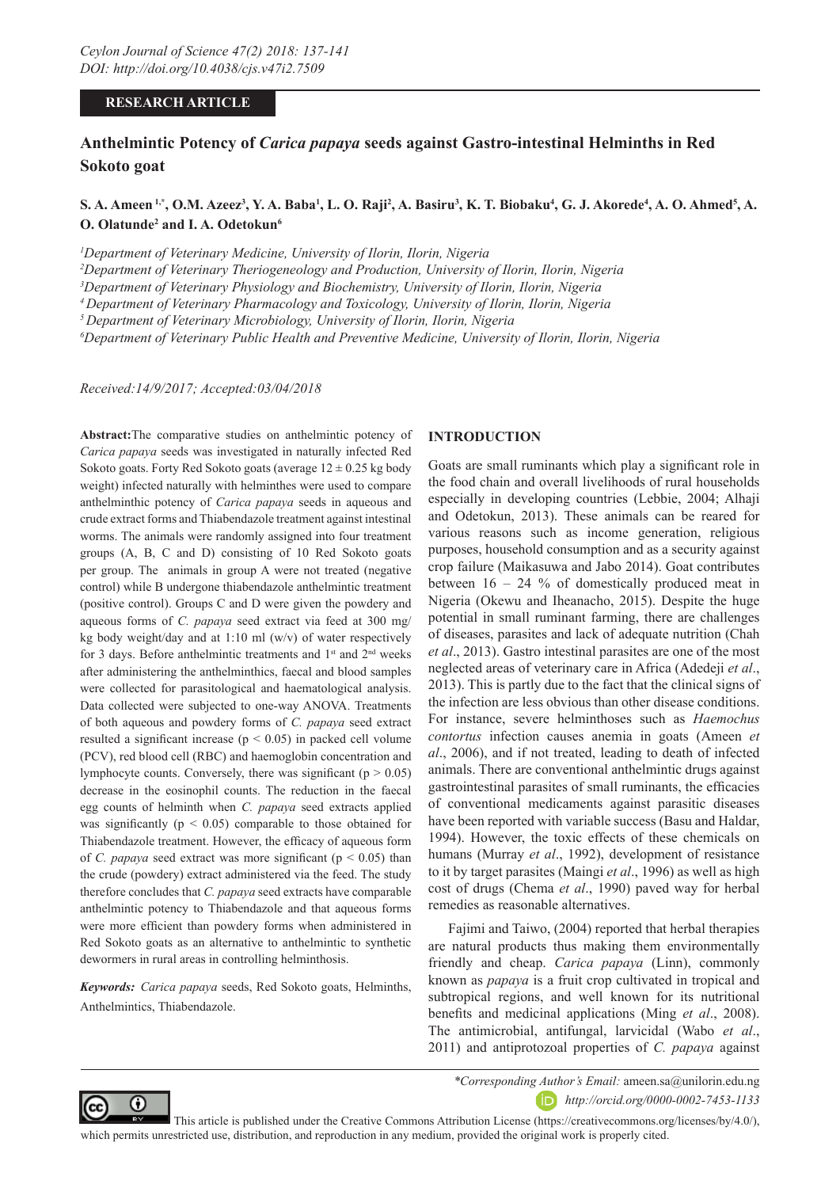RESEARCH ARTICLE

# Anthelmintic Potency of *Carica papaya* seeds against Gastro-intestinal Helminths in Red Sokoto goat

**S. A. Ameen[1,*], O.M. Azeez[3], Y. A. Baba[1], L. O. Raji[2], A. Basiru[3], K. T. Biobaku[4], G. J. Akorede[4], A. O. Ahmed[5], A. O. Olatunde[2] and I. A. Odetokun[6]**

[1]*Department of Veterinary Medicine, University of Ilorin, Ilorin, Nigeria*
[2]*Department of Veterinary Theriogeneology and Production, University of Ilorin, Ilorin, Nigeria*
[3]*Department of Veterinary Physiology and Biochemistry, University of Ilorin, Ilorin, Nigeria*
[4]*Department of Veterinary Pharmacology and Toxicology, University of Ilorin, Ilorin, Nigeria*
[5]*Department of Veterinary Microbiology, University of Ilorin, Ilorin, Nigeria*
[6]*Department of Veterinary Public Health and Preventive Medicine, University of Ilorin, Ilorin, Nigeria*

*Received:14/9/2017; Accepted:03/04/2018*

**Abstract:** The comparative studies on anthelmintic potency of *Carica papaya* seeds was investigated in naturally infected Red Sokoto goats. Forty Red Sokoto goats (average 12 ± 0.25 kg body weight) infected naturally with helminthes were used to compare anthelminthic potency of *Carica papaya* seeds in aqueous and crude extract forms and Thiabendazole treatment against intestinal worms. The animals were randomly assigned into four treatment groups (A, B, C and D) consisting of 10 Red Sokoto goats per group. The animals in group A were not treated (negative control) while B undergone thiabendazole anthelmintic treatment (positive control). Groups C and D were given the powdery and aqueous forms of *C. papaya* seed extract via feed at 300 mg/kg body weight/day and at 1:10 ml (w/v) of water respectively for 3 days. Before anthelmintic treatments and 1st and 2nd weeks after administering the anthelminthics, faecal and blood samples were collected for parasitological and haematological analysis. Data collected were subjected to one-way ANOVA. Treatments of both aqueous and powdery forms of *C. papaya* seed extract resulted a significant increase ($p < 0.05$) in packed cell volume (PCV), red blood cell (RBC) and haemoglobin concentration and lymphocyte counts. Conversely, there was significant ($p > 0.05$) decrease in the eosinophil counts. The reduction in the faecal egg counts of helminth when *C. papaya* seed extracts applied was significantly ($p < 0.05$) comparable to those obtained for Thiabendazole treatment. However, the efficacy of aqueous form of *C. papaya* seed extract was more significant ($p < 0.05$) than the crude (powdery) extract administered via the feed. The study therefore concludes that *C. papaya* seed extracts have comparable anthelmintic potency to Thiabendazole and that aqueous forms were more efficient than powdery forms when administered in Red Sokoto goats as an alternative to anthelmintic to synthetic dewormers in rural areas in controlling helminthosis.

***Keywords:*** *Carica papaya* seeds, Red Sokoto goats, Helminths, Anthelmintics, Thiabendazole.

## INTRODUCTION

Goats are small ruminants which play a significant role in the food chain and overall livelihoods of rural households especially in developing countries (Lebbie, 2004; Alhaji and Odetokun, 2013). These animals can be reared for various reasons such as income generation, religious purposes, household consumption and as a security against crop failure (Maikasuwa and Jabo 2014). Goat contributes between 16 – 24 % of domestically produced meat in Nigeria (Okewu and Iheanacho, 2015). Despite the huge potential in small ruminant farming, there are challenges of diseases, parasites and lack of adequate nutrition (Chah *et al*., 2013). Gastro intestinal parasites are one of the most neglected areas of veterinary care in Africa (Adedeji *et al*., 2013). This is partly due to the fact that the clinical signs of the infection are less obvious than other disease conditions. For instance, severe helminthoses such as *Haemochus contortus* infection causes anemia in goats (Ameen *et al*., 2006), and if not treated, leading to death of infected animals. There are conventional anthelmintic drugs against gastrointestinal parasites of small ruminants, the efficacies of conventional medicaments against parasitic diseases have been reported with variable success (Basu and Haldar, 1994). However, the toxic effects of these chemicals on humans (Murray *et al*., 1992), development of resistance to it by target parasites (Maingi *et al*., 1996) as well as high cost of drugs (Chema *et al*., 1990) paved way for herbal remedies as reasonable alternatives.

Fajimi and Taiwo, (2004) reported that herbal therapies are natural products thus making them environmentally friendly and cheap. *Carica papaya* (Linn), commonly known as *papaya* is a fruit crop cultivated in tropical and subtropical regions, and well known for its nutritional benefits and medicinal applications (Ming *et al*., 2008). The antimicrobial, antifungal, larvicidal (Wabo *et al*., 2011) and antiprotozoal properties of *C. papaya* against

*\*Corresponding Author's Email:* ameen.sa@unilorin.edu.ng
*http://orcid.org/0000-0002-7453-1133*

This article is published under the Creative Commons Attribution License (https://creativecommons.org/licenses/by/4.0/), which permits unrestricted use, distribution, and reproduction in any medium, provided the original work is properly cited.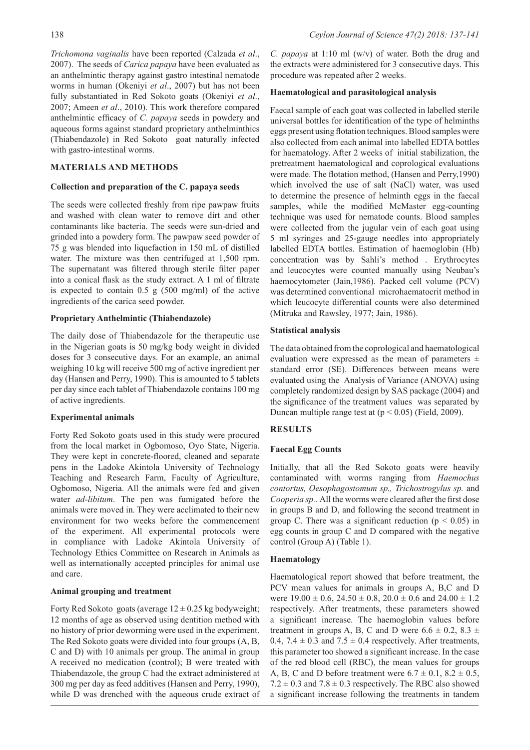*Trichomona vaginalis* have been reported (Calzada *et al*., 2007). The seeds of *Carica papaya* have been evaluated as an anthelmintic therapy against gastro intestinal nematode worms in human (Okeniyi *et al*., 2007) but has not been fully substantiated in Red Sokoto goats (Okeniyi *et al*., 2007; Ameen *et al*., 2010). This work therefore compared anthelmintic efficacy of *C. papaya* seeds in powdery and aqueous forms against standard proprietary anthelminthics (Thiabendazole) in Red Sokoto goat naturally infected with gastro-intestinal worms.

## MATERIALS AND METHODS

### Collection and preparation of the C. papaya seeds

The seeds were collected freshly from ripe pawpaw fruits and washed with clean water to remove dirt and other contaminants like bacteria. The seeds were sun-dried and grinded into a powdery form. The pawpaw seed powder of 75 g was blended into liquefaction in 150 mL of distilled water. The mixture was then centrifuged at 1,500 rpm. The supernatant was filtered through sterile filter paper into a conical flask as the study extract. A 1 ml of filtrate is expected to contain 0.5 g (500 mg/ml) of the active ingredients of the carica seed powder.

### Proprietary Anthelmintic (Thiabendazole)

The daily dose of Thiabendazole for the therapeutic use in the Nigerian goats is 50 mg/kg body weight in divided doses for 3 consecutive days. For an example, an animal weighing 10 kg will receive 500 mg of active ingredient per day (Hansen and Perry, 1990). This is amounted to 5 tablets per day since each tablet of Thiabendazole contains 100 mg of active ingredients.

### Experimental animals

Forty Red Sokoto goats used in this study were procured from the local market in Ogbomoso, Oyo State, Nigeria. They were kept in concrete-floored, cleaned and separate pens in the Ladoke Akintola University of Technology Teaching and Research Farm, Faculty of Agriculture, Ogbomoso, Nigeria. All the animals were fed and given water *ad-libitum*. The pen was fumigated before the animals were moved in. They were acclimated to their new environment for two weeks before the commencement of the experiment. All experimental protocols were in compliance with Ladoke Akintola University of Technology Ethics Committee on Research in Animals as well as internationally accepted principles for animal use and care.

### Animal grouping and treatment

Forty Red Sokoto goats (average $12 \pm 0.25$ kg bodyweight; 12 months of age as observed using dentition method with no history of prior deworming were used in the experiment. The Red Sokoto goats were divided into four groups (A, B, C and D) with 10 animals per group. The animal in group A received no medication (control); B were treated with Thiabendazole, the group C had the extract administered at 300 mg per day as feed additives (Hansen and Perry, 1990), while D was drenched with the aqueous crude extract of *C. papaya* at 1:10 ml (w/v) of water. Both the drug and the extracts were administered for 3 consecutive days. This procedure was repeated after 2 weeks.

### Haematological and parasitological analysis

Faecal sample of each goat was collected in labelled sterile universal bottles for identification of the type of helminths eggs present using flotation techniques. Blood samples were also collected from each animal into labelled EDTA bottles for haematology. After 2 weeks of initial stabilization, the pretreatment haematological and coprological evaluations were made. The flotation method, (Hansen and Perry,1990) which involved the use of salt (NaCl) water, was used to determine the presence of helminth eggs in the faecal samples, while the modified McMaster egg-counting technique was used for nematode counts. Blood samples were collected from the jugular vein of each goat using 5 ml syringes and 25-gauge needles into appropriately labelled EDTA bottles. Estimation of haemoglobin (Hb) concentration was by Sahli's method . Erythrocytes and leucocytes were counted manually using Neubau's haemocytometer (Jain,1986). Packed cell volume (PCV) was determined conventional microhaematocrit method in which leucocyte differential counts were also determined (Mitruka and Rawsley, 1977; Jain, 1986).

### Statistical analysis

The data obtained from the coprological and haematological evaluation were expressed as the mean of parameters ± standard error (SE). Differences between means were evaluated using the Analysis of Variance (ANOVA) using completely randomized design by SAS package (2004) and the significance of the treatment values was separated by Duncan multiple range test at ($p < 0.05$) (Field, 2009).

## RESULTS

### Faecal Egg Counts

Initially, that all the Red Sokoto goats were heavily contaminated with worms ranging from *Haemochus contortus, Oesophagostomum sp., Trichostrogylus sp.* and *Cooperia sp.*. All the worms were cleared after the first dose in groups B and D, and following the second treatment in group C. There was a significant reduction ($p < 0.05$) in egg counts in group C and D compared with the negative control (Group A) (Table 1).

### Haematology

Haematological report showed that before treatment, the PCV mean values for animals in groups A, B,C and D were $19.00 \pm 0.6$, $24.50 \pm 0.8$, $20.0 \pm 0.6$ and $24.00 \pm 1.2$ respectively. After treatments, these parameters showed a significant increase. The haemoglobin values before treatment in groups A, B, C and D were $6.6 \pm 0.2$, $8.3 \pm 0.4$, $7.4 \pm 0.3$ and $7.5 \pm 0.4$ respectively. After treatments, this parameter too showed a significant increase. In the case of the red blood cell (RBC), the mean values for groups A, B, C and D before treatment were $6.7 \pm 0.1$, $8.2 \pm 0.5$, $7.2 \pm 0.3$ and $7.8 \pm 0.3$ respectively. The RBC also showed a significant increase following the treatments in tandem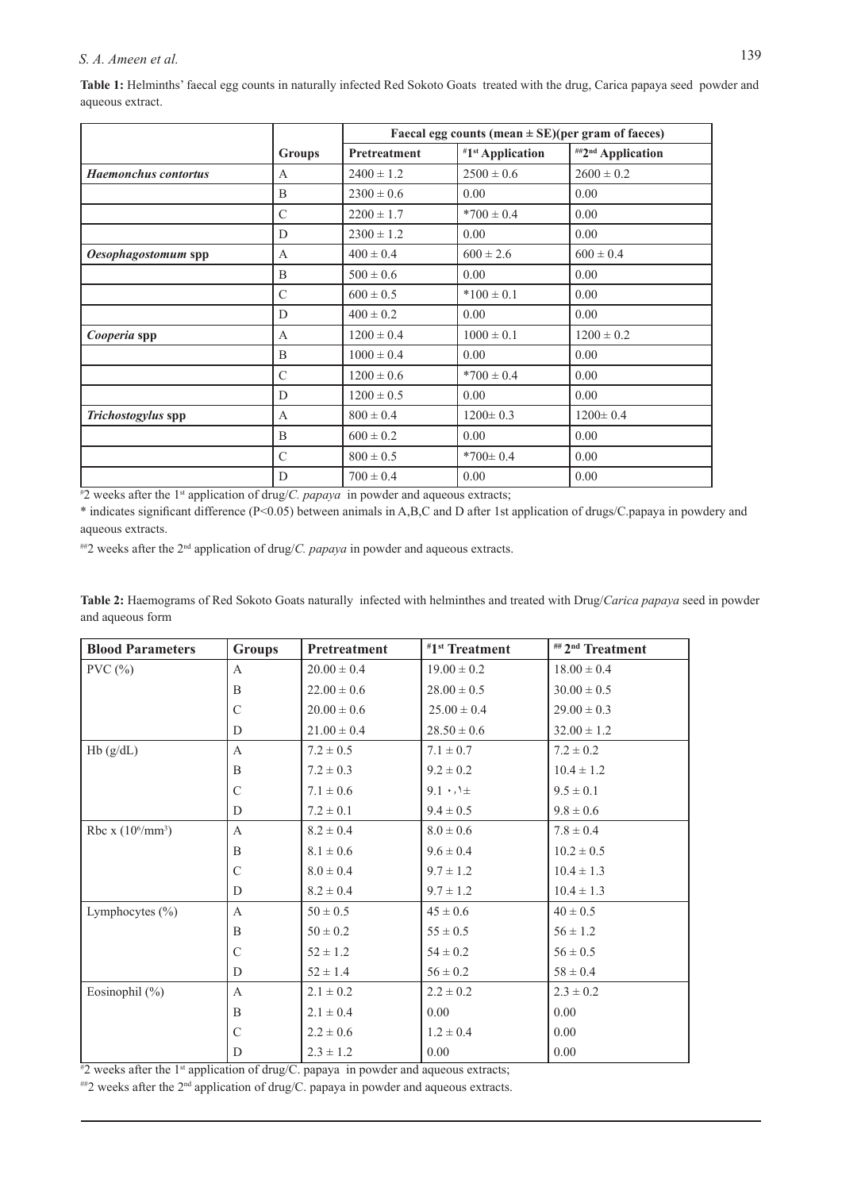**Table 1:** Helminths' faecal egg counts in naturally infected Red Sokoto Goats treated with the drug, Carica papaya seed powder and aqueous extract.

| | Groups | Faecal egg counts (mean ± SE)(per gram of faeces) | | |
|---|---|---|---|---|
| | | Pretreatment | #1st Application | ##2nd Application |
| ***Haemonchus contortus*** | A | 2400 ± 1.2 | 2500 ± 0.6 | 2600 ± 0.2 |
| | B | 2300 ± 0.6 | 0.00 | 0.00 |
| | C | 2200 ± 1.7 | *700 ± 0.4 | 0.00 |
| | D | 2300 ± 1.2 | 0.00 | 0.00 |
| ***Oesophagostomum* spp** | A | 400 ± 0.4 | 600 ± 2.6 | 600 ± 0.4 |
| | B | 500 ± 0.6 | 0.00 | 0.00 |
| | C | 600 ± 0.5 | *100 ± 0.1 | 0.00 |
| | D | 400 ± 0.2 | 0.00 | 0.00 |
| ***Cooperia* spp** | A | 1200 ± 0.4 | 1000 ± 0.1 | 1200 ± 0.2 |
| | B | 1000 ± 0.4 | 0.00 | 0.00 |
| | C | 1200 ± 0.6 | *700 ± 0.4 | 0.00 |
| | D | 1200 ± 0.5 | 0.00 | 0.00 |
| ***Trichostogylus* spp** | A | 800 ± 0.4 | 1200± 0.3 | 1200± 0.4 |
| | B | 600 ± 0.2 | 0.00 | 0.00 |
| | C | 800 ± 0.5 | *700± 0.4 | 0.00 |
| | D | 700 ± 0.4 | 0.00 | 0.00 |

#2 weeks after the 1st application of drug/*C. papaya* in powder and aqueous extracts;

\* indicates significant difference (P<0.05) between animals in A,B,C and D after 1st application of drugs/C.papaya in powdery and aqueous extracts.

##2 weeks after the 2nd application of drug/*C. papaya* in powder and aqueous extracts.

**Table 2:** Haemograms of Red Sokoto Goats naturally infected with helminthes and treated with Drug/*Carica papaya* seed in powder and aqueous form

| Blood Parameters | Groups | Pretreatment | #1st Treatment | ## 2nd Treatment |
|---|---|---|---|---|
| PVC (%) | A | 20.00 ± 0.4 | 19.00 ± 0.2 | 18.00 ± 0.4 |
| | B | 22.00 ± 0.6 | 28.00 ± 0.5 | 30.00 ± 0.5 |
| | C | 20.00 ± 0.6 | 25.00 ± 0.4 | 29.00 ± 0.3 |
| | D | 21.00 ± 0.4 | 28.50 ± 0.6 | 32.00 ± 1.2 |
| Hb (g/dL) | A | 7.2 ± 0.5 | 7.1 ± 0.7 | 7.2 ± 0.2 |
| | B | 7.2 ± 0.3 | 9.2 ± 0.2 | 10.4 ± 1.2 |
| | C | 7.1 ± 0.6 | 9.1 ٠٫١± | 9.5 ± 0.1 |
| | D | 7.2 ± 0.1 | 9.4 ± 0.5 | 9.8 ± 0.6 |
| Rbc x ($10^6$/mm$^3$) | A | 8.2 ± 0.4 | 8.0 ± 0.6 | 7.8 ± 0.4 |
| | B | 8.1 ± 0.6 | 9.6 ± 0.4 | 10.2 ± 0.5 |
| | C | 8.0 ± 0.4 | 9.7 ± 1.2 | 10.4 ± 1.3 |
| | D | 8.2 ± 0.4 | 9.7 ± 1.2 | 10.4 ± 1.3 |
| Lymphocytes (%) | A | 50 ± 0.5 | 45 ± 0.6 | 40 ± 0.5 |
| | B | 50 ± 0.2 | 55 ± 0.5 | 56 ± 1.2 |
| | C | 52 ± 1.2 | 54 ± 0.2 | 56 ± 0.5 |
| | D | 52 ± 1.4 | 56 ± 0.2 | 58 ± 0.4 |
| Eosinophil (%) | A | 2.1 ± 0.2 | 2.2 ± 0.2 | 2.3 ± 0.2 |
| | B | 2.1 ± 0.4 | 0.00 | 0.00 |
| | C | 2.2 ± 0.6 | 1.2 ± 0.4 | 0.00 |
| | D | 2.3 ± 1.2 | 0.00 | 0.00 |

#2 weeks after the 1st application of drug/C. papaya in powder and aqueous extracts;

##2 weeks after the 2nd application of drug/C. papaya in powder and aqueous extracts.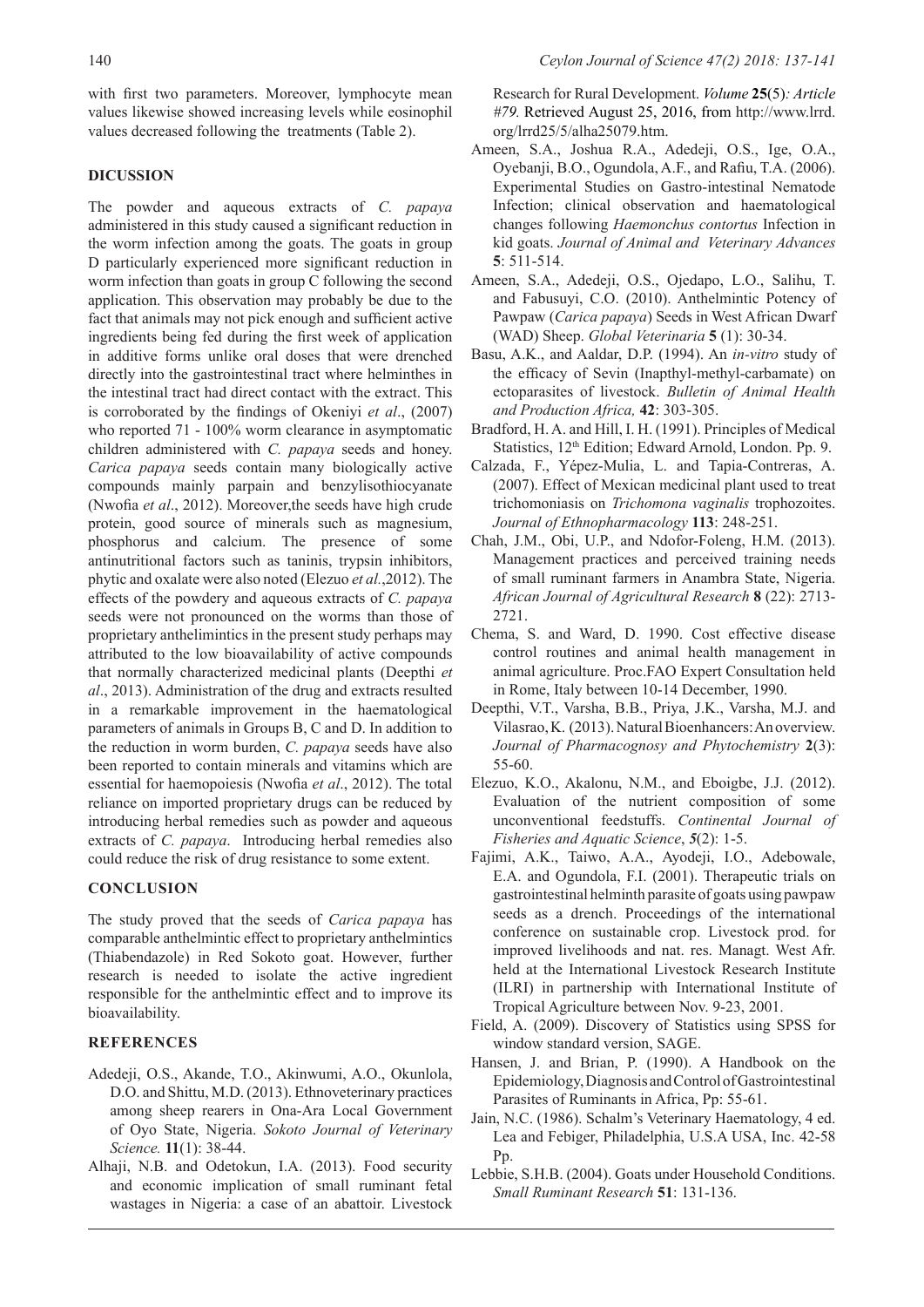with first two parameters. Moreover, lymphocyte mean values likewise showed increasing levels while eosinophil values decreased following the treatments (Table 2).

## DICUSSION

The powder and aqueous extracts of *C. papaya* administered in this study caused a significant reduction in the worm infection among the goats. The goats in group D particularly experienced more significant reduction in worm infection than goats in group C following the second application. This observation may probably be due to the fact that animals may not pick enough and sufficient active ingredients being fed during the first week of application in additive forms unlike oral doses that were drenched directly into the gastrointestinal tract where helminthes in the intestinal tract had direct contact with the extract. This is corroborated by the findings of Okeniyi *et al*., (2007) who reported 71 - 100% worm clearance in asymptomatic children administered with *C. papaya* seeds and honey. *Carica papaya* seeds contain many biologically active compounds mainly parpain and benzylisothiocyanate (Nwofia *et al*., 2012). Moreover,the seeds have high crude protein, good source of minerals such as magnesium, phosphorus and calcium. The presence of some antinutritional factors such as taninis, trypsin inhibitors, phytic and oxalate were also noted (Elezuo *et al*.,2012). The effects of the powdery and aqueous extracts of *C. papaya* seeds were not pronounced on the worms than those of proprietary anthelimintics in the present study perhaps may attributed to the low bioavailability of active compounds that normally characterized medicinal plants (Deepthi *et al*., 2013). Administration of the drug and extracts resulted in a remarkable improvement in the haematological parameters of animals in Groups B, C and D. In addition to the reduction in worm burden, *C. papaya* seeds have also been reported to contain minerals and vitamins which are essential for haemopoiesis (Nwofia *et al*., 2012). The total reliance on imported proprietary drugs can be reduced by introducing herbal remedies such as powder and aqueous extracts of *C. papaya*. Introducing herbal remedies also could reduce the risk of drug resistance to some extent.

## CONCLUSION

The study proved that the seeds of *Carica papaya* has comparable anthelmintic effect to proprietary anthelmintics (Thiabendazole) in Red Sokoto goat. However, further research is needed to isolate the active ingredient responsible for the anthelmintic effect and to improve its bioavailability.

## REFERENCES

Adedeji, O.S., Akande, T.O., Akinwumi, A.O., Okunlola, D.O. and Shittu, M.D. (2013). Ethnoveterinary practices among sheep rearers in Ona-Ara Local Government of Oyo State, Nigeria. *Sokoto Journal of Veterinary Science.* **11**(1): 38-44.

Alhaji, N.B. and Odetokun, I.A. (2013). Food security and economic implication of small ruminant fetal wastages in Nigeria: a case of an abattoir. Livestock Research for Rural Development. *Volume* **25**(5)*: Article #79.* Retrieved August 25, 2016, from http://www.lrrd.org/lrrd25/5/alha25079.htm.

Ameen, S.A., Joshua R.A., Adedeji, O.S., Ige, O.A., Oyebanji, B.O., Ogundola, A.F., and Rafiu, T.A. (2006). Experimental Studies on Gastro-intestinal Nematode Infection; clinical observation and haematological changes following *Haemonchus contortus* Infection in kid goats. *Journal of Animal and Veterinary Advances* **5**: 511-514.

Ameen, S.A., Adedeji, O.S., Ojedapo, L.O., Salihu, T. and Fabusuyi, C.O. (2010). Anthelmintic Potency of Pawpaw (*Carica papaya*) Seeds in West African Dwarf (WAD) Sheep. *Global Veterinaria* **5** (1): 30-34.

Basu, A.K., and Aaldar, D.P. (1994). An *in-vitro* study of the efficacy of Sevin (Inapthyl-methyl-carbamate) on ectoparasites of livestock. *Bulletin of Animal Health and Production Africa,* **42**: 303-305.

Bradford, H. A. and Hill, I. H. (1991). Principles of Medical Statistics, 12th Edition; Edward Arnold, London. Pp. 9.

Calzada, F., Yépez-Mulia, L. and Tapia-Contreras, A. (2007). Effect of Mexican medicinal plant used to treat trichomoniasis on *Trichomona vaginalis* trophozoites. *Journal of Ethnopharmacology* **113**: 248-251.

Chah, J.M., Obi, U.P., and Ndofor-Foleng, H.M. (2013). Management practices and perceived training needs of small ruminant farmers in Anambra State, Nigeria. *African Journal of Agricultural Research* **8** (22): 2713-2721.

Chema, S. and Ward, D. 1990. Cost effective disease control routines and animal health management in animal agriculture. Proc.FAO Expert Consultation held in Rome, Italy between 10-14 December, 1990.

Deepthi, V.T., Varsha, B.B., Priya, J.K., Varsha, M.J. and Vilasrao, K. (2013). Natural Bioenhancers: An overview. *Journal of Pharmacognosy and Phytochemistry* **2**(3): 55-60.

Elezuo, K.O., Akalonu, N.M., and Eboigbe, J.J. (2012). Evaluation of the nutrient composition of some unconventional feedstuffs. *Continental Journal of Fisheries and Aquatic Science*, *5*(2): 1-5.

Fajimi, A.K., Taiwo, A.A., Ayodeji, I.O., Adebowale, E.A. and Ogundola, F.I. (2001). Therapeutic trials on gastrointestinal helminth parasite of goats using pawpaw seeds as a drench. Proceedings of the international conference on sustainable crop. Livestock prod. for improved livelihoods and nat. res. Managt. West Afr. held at the International Livestock Research Institute (ILRI) in partnership with International Institute of Tropical Agriculture between Nov. 9-23, 2001.

Field, A. (2009). Discovery of Statistics using SPSS for window standard version, SAGE.

Hansen, J. and Brian, P. (1990). A Handbook on the Epidemiology, Diagnosis and Control of Gastrointestinal Parasites of Ruminants in Africa, Pp: 55-61.

Jain, N.C. (1986). Schalm's Veterinary Haematology, 4 ed. Lea and Febiger, Philadelphia, U.S.A USA, Inc. 42-58 Pp.

Lebbie, S.H.B. (2004). Goats under Household Conditions. *Small Ruminant Research* **51**: 131-136.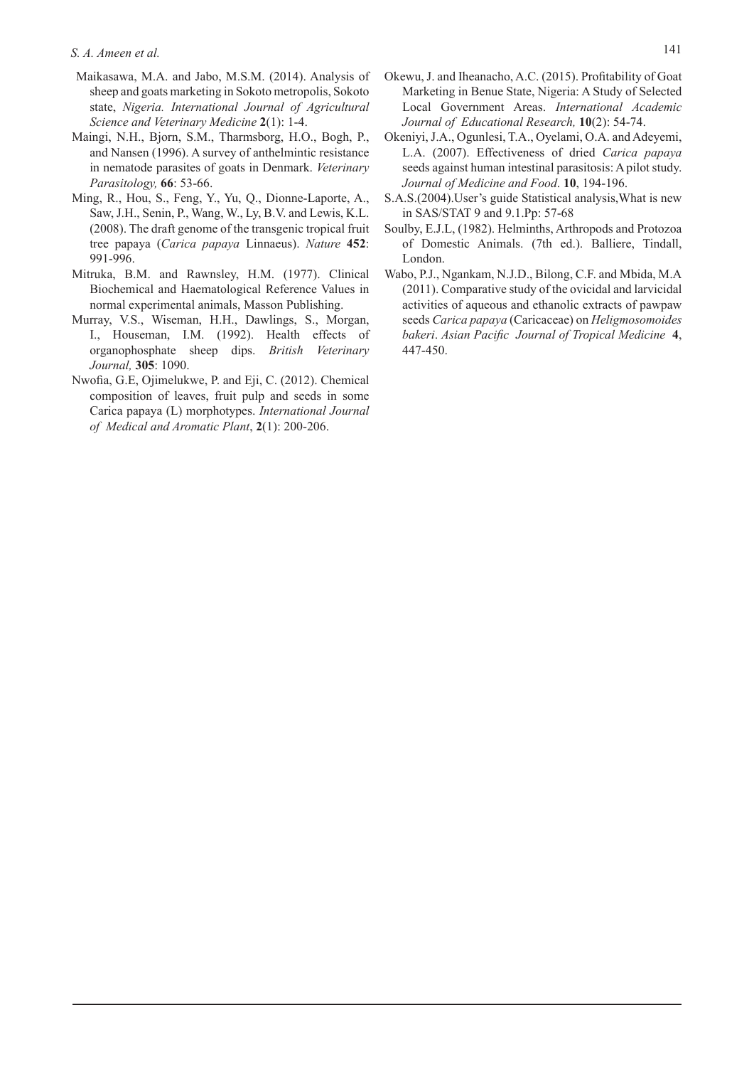Maikasawa, M.A. and Jabo, M.S.M. (2014). Analysis of sheep and goats marketing in Sokoto metropolis, Sokoto state, *Nigeria. International Journal of Agricultural Science and Veterinary Medicine* **2**(1): 1-4.

Maingi, N.H., Bjorn, S.M., Tharmsborg, H.O., Bogh, P., and Nansen (1996). A survey of anthelmintic resistance in nematode parasites of goats in Denmark. *Veterinary Parasitology,* **66**: 53-66.

Ming, R., Hou, S., Feng, Y., Yu, Q., Dionne-Laporte, A., Saw, J.H., Senin, P., Wang, W., Ly, B.V. and Lewis, K.L. (2008). The draft genome of the transgenic tropical fruit tree papaya (*Carica papaya* Linnaeus). *Nature* **452**: 991-996.

Mitruka, B.M. and Rawnsley, H.M. (1977). Clinical Biochemical and Haematological Reference Values in normal experimental animals, Masson Publishing.

Murray, V.S., Wiseman, H.H., Dawlings, S., Morgan, I., Houseman, I.M. (1992). Health effects of organophosphate sheep dips. *British Veterinary Journal,* **305**: 1090.

Nwofia, G.E, Ojimelukwe, P. and Eji, C. (2012). Chemical composition of leaves, fruit pulp and seeds in some Carica papaya (L) morphotypes. *International Journal of Medical and Aromatic Plant*, **2**(1): 200-206.

Okewu, J. and Iheanacho, A.C. (2015). Profitability of Goat Marketing in Benue State, Nigeria: A Study of Selected Local Government Areas. *International Academic Journal of Educational Research,* **10**(2): 54-74.

Okeniyi, J.A., Ogunlesi, T.A., Oyelami, O.A. and Adeyemi, L.A. (2007). Effectiveness of dried *Carica papaya* seeds against human intestinal parasitosis: A pilot study. *Journal of Medicine and Food*. **10**, 194-196.

S.A.S.(2004).User's guide Statistical analysis,What is new in SAS/STAT 9 and 9.1.Pp: 57-68

Soulby, E.J.L, (1982). Helminths, Arthropods and Protozoa of Domestic Animals. (7th ed.). Balliere, Tindall, London.

Wabo, P.J., Ngankam, N.J.D., Bilong, C.F. and Mbida, M.A (2011). Comparative study of the ovicidal and larvicidal activities of aqueous and ethanolic extracts of pawpaw seeds *Carica papaya* (Caricaceae) on *Heligmosomoides bakeri*. *Asian Pacific Journal of Tropical Medicine* **4**, 447-450.